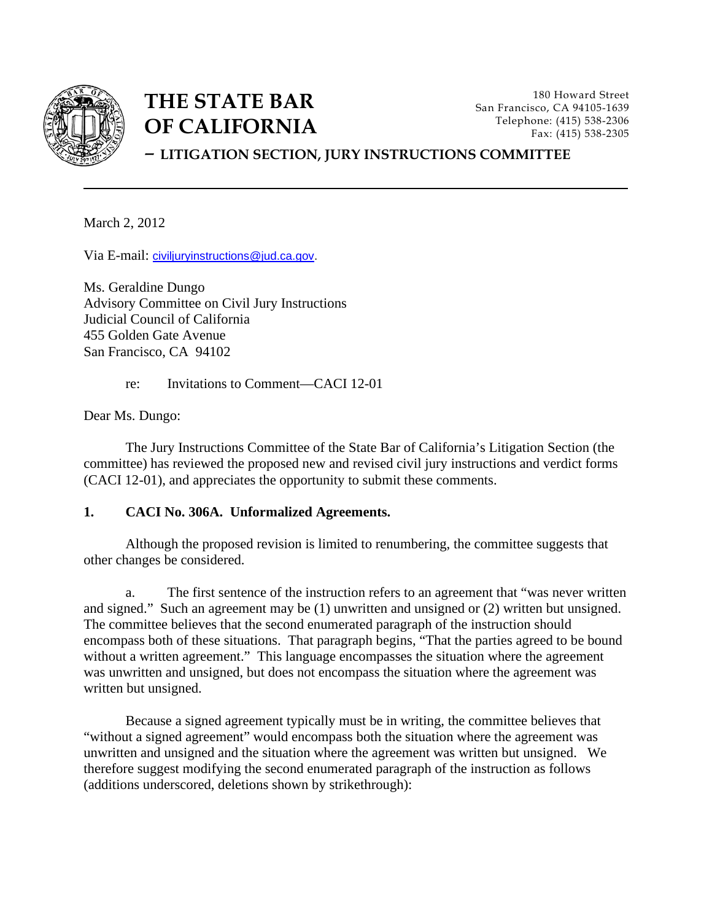# THE STATE BAR OF CALIFORNIA

180 Howard Street
San Francisco, CA 94105-1639
Telephone: (415) 538-2306
Fax: (415) 538-2305

**– LITIGATION SECTION, JURY INSTRUCTIONS COMMITTEE**

---

March 2, 2012

Via E-mail: civiljuryinstructions@jud.ca.gov.

Ms. Geraldine Dungo
Advisory Committee on Civil Jury Instructions
Judicial Council of California
455 Golden Gate Avenue
San Francisco, CA 94102

re: Invitations to Comment—CACI 12-01

Dear Ms. Dungo:

The Jury Instructions Committee of the State Bar of California's Litigation Section (the committee) has reviewed the proposed new and revised civil jury instructions and verdict forms (CACI 12-01), and appreciates the opportunity to submit these comments.

**1. CACI No. 306A. Unformalized Agreements.**

Although the proposed revision is limited to renumbering, the committee suggests that other changes be considered.

a. The first sentence of the instruction refers to an agreement that "was never written and signed." Such an agreement may be (1) unwritten and unsigned or (2) written but unsigned. The committee believes that the second enumerated paragraph of the instruction should encompass both of these situations. That paragraph begins, "That the parties agreed to be bound without a written agreement." This language encompasses the situation where the agreement was unwritten and unsigned, but does not encompass the situation where the agreement was written but unsigned.

Because a signed agreement typically must be in writing, the committee believes that "without a signed agreement" would encompass both the situation where the agreement was unwritten and unsigned and the situation where the agreement was written but unsigned. We therefore suggest modifying the second enumerated paragraph of the instruction as follows (additions underscored, deletions shown by strikethrough):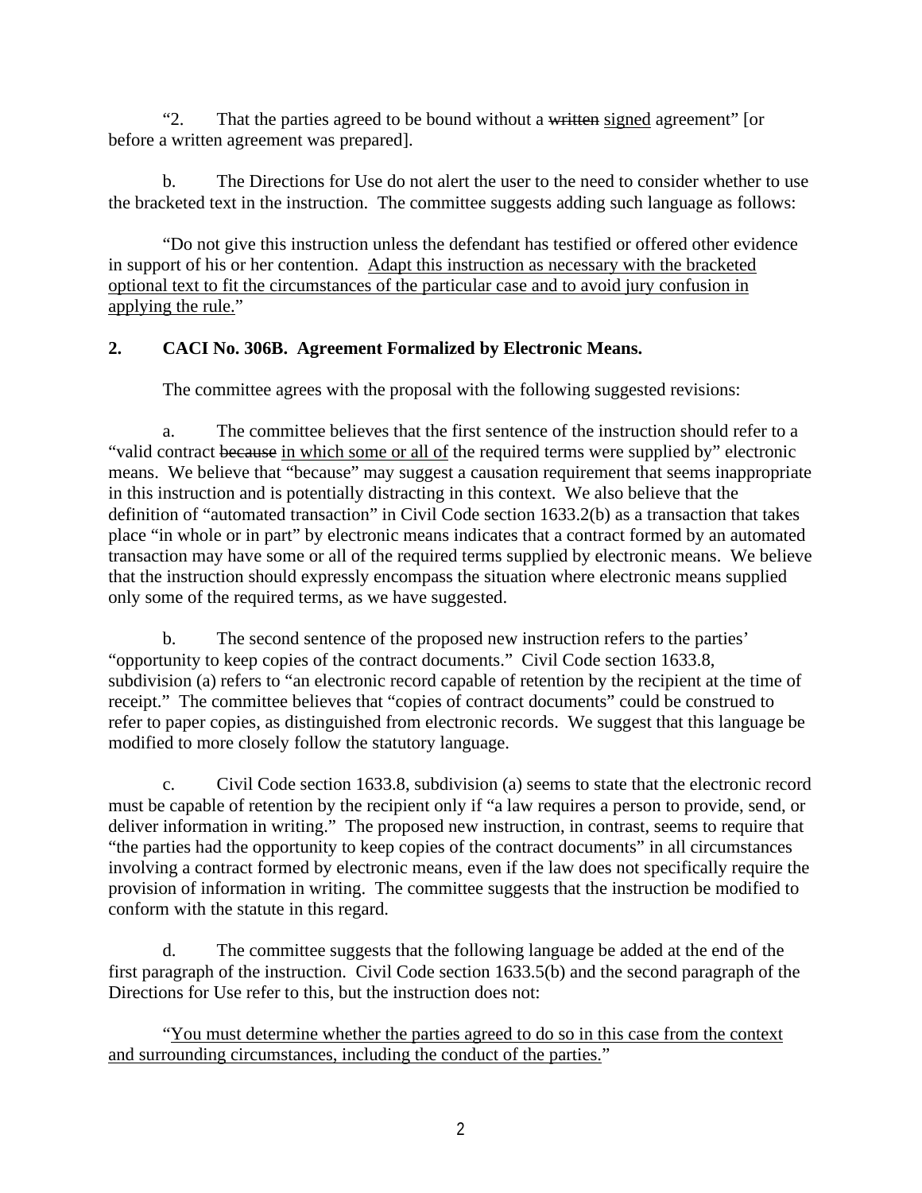"2. That the parties agreed to be bound without a ~~written~~ <u>signed</u> agreement" [or before a written agreement was prepared].

b. The Directions for Use do not alert the user to the need to consider whether to use the bracketed text in the instruction. The committee suggests adding such language as follows:

"Do not give this instruction unless the defendant has testified or offered other evidence in support of his or her contention. <u>Adapt this instruction as necessary with the bracketed optional text to fit the circumstances of the particular case and to avoid jury confusion in applying the rule.</u>"

**2. CACI No. 306B. Agreement Formalized by Electronic Means.**

The committee agrees with the proposal with the following suggested revisions:

a. The committee believes that the first sentence of the instruction should refer to a "valid contract ~~because~~ <u>in which some or all of</u> the required terms were supplied by" electronic means. We believe that "because" may suggest a causation requirement that seems inappropriate in this instruction and is potentially distracting in this context. We also believe that the definition of "automated transaction" in Civil Code section 1633.2(b) as a transaction that takes place "in whole or in part" by electronic means indicates that a contract formed by an automated transaction may have some or all of the required terms supplied by electronic means. We believe that the instruction should expressly encompass the situation where electronic means supplied only some of the required terms, as we have suggested.

b. The second sentence of the proposed new instruction refers to the parties' "opportunity to keep copies of the contract documents." Civil Code section 1633.8, subdivision (a) refers to "an electronic record capable of retention by the recipient at the time of receipt." The committee believes that "copies of contract documents" could be construed to refer to paper copies, as distinguished from electronic records. We suggest that this language be modified to more closely follow the statutory language.

c. Civil Code section 1633.8, subdivision (a) seems to state that the electronic record must be capable of retention by the recipient only if "a law requires a person to provide, send, or deliver information in writing." The proposed new instruction, in contrast, seems to require that "the parties had the opportunity to keep copies of the contract documents" in all circumstances involving a contract formed by electronic means, even if the law does not specifically require the provision of information in writing. The committee suggests that the instruction be modified to conform with the statute in this regard.

d. The committee suggests that the following language be added at the end of the first paragraph of the instruction. Civil Code section 1633.5(b) and the second paragraph of the Directions for Use refer to this, but the instruction does not:

"<u>You must determine whether the parties agreed to do so in this case from the context and surrounding circumstances, including the conduct of the parties.</u>"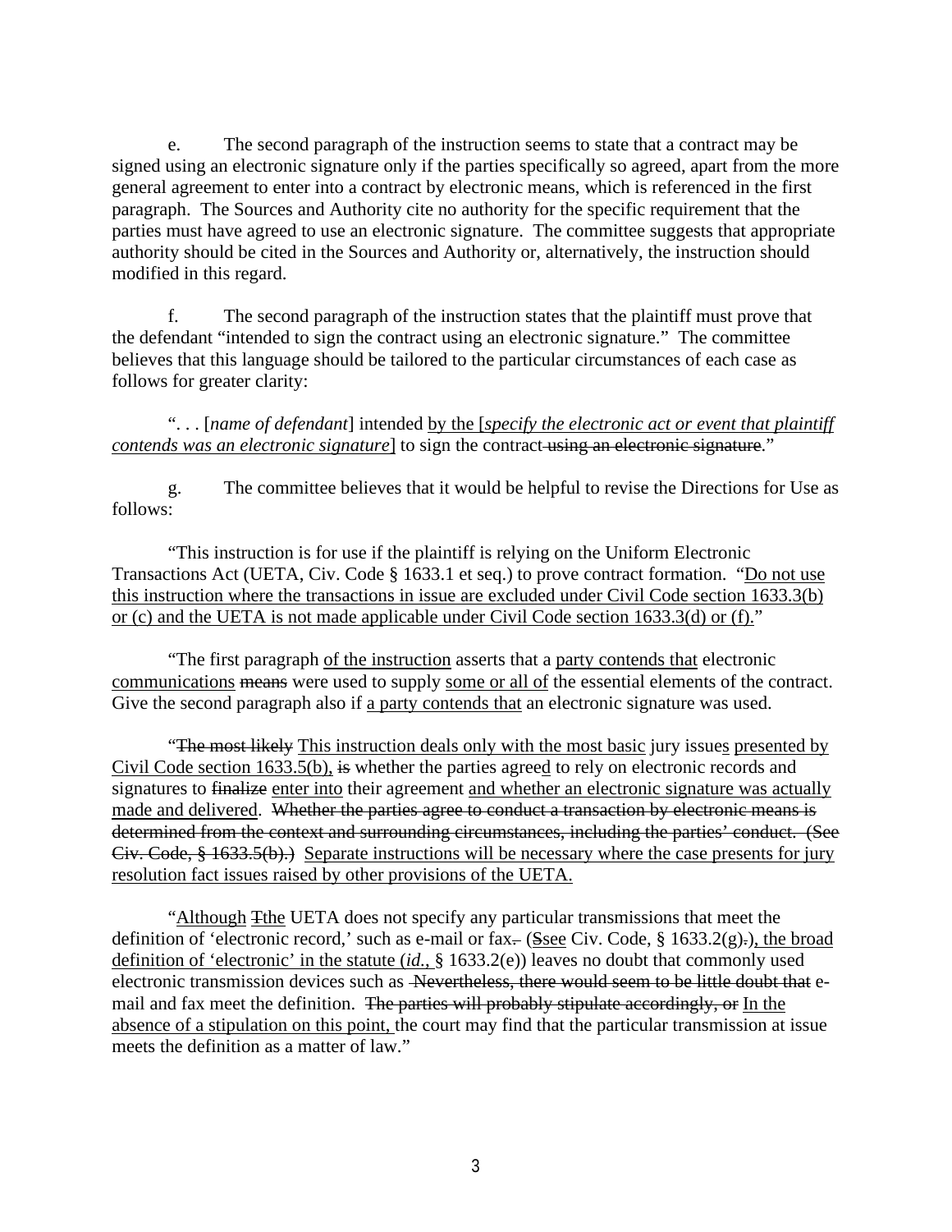e. The second paragraph of the instruction seems to state that a contract may be signed using an electronic signature only if the parties specifically so agreed, apart from the more general agreement to enter into a contract by electronic means, which is referenced in the first paragraph. The Sources and Authority cite no authority for the specific requirement that the parties must have agreed to use an electronic signature. The committee suggests that appropriate authority should be cited in the Sources and Authority or, alternatively, the instruction should modified in this regard.

f. The second paragraph of the instruction states that the plaintiff must prove that the defendant "intended to sign the contract using an electronic signature." The committee believes that this language should be tailored to the particular circumstances of each case as follows for greater clarity:

". . . [*name of defendant*] intended <u>by the [*specify the electronic act or event that plaintiff contends was an electronic signature*]</u> to sign the contract~~ using an electronic signature~~."

g. The committee believes that it would be helpful to revise the Directions for Use as follows:

"This instruction is for use if the plaintiff is relying on the Uniform Electronic Transactions Act (UETA, Civ. Code § 1633.1 et seq.) to prove contract formation. "<u>Do not use this instruction where the transactions in issue are excluded under Civil Code section 1633.3(b) or (c) and the UETA is not made applicable under Civil Code section 1633.3(d) or (f).</u>"

"The first paragraph <u>of the instruction</u> asserts that a <u>party contends that</u> electronic <u>communications</u> ~~means~~ were used to supply <u>some or all of</u> the essential elements of the contract. Give the second paragraph also if <u>a party contends that</u> an electronic signature was used.

"~~The most likely~~ <u>This instruction deals only with the most basic</u> jury issue<u>s</u> <u>presented by Civil Code section 1633.5(b),</u> ~~is~~ whether the parties agree<u>d</u> to rely on electronic records and signatures to ~~finalize~~ <u>enter into</u> their agreement <u>and whether an electronic signature was actually made and delivered</u>. ~~Whether the parties agree to conduct a transaction by electronic means is determined from the context and surrounding circumstances, including the parties' conduct. (See Civ. Code, § 1633.5(b).)~~ <u>Separate instructions will be necessary where the case presents for jury resolution fact issues raised by other provisions of the UETA.</u>

"<u>Although</u> ~~T~~<u>t</u>he UETA does not specify any particular transmissions that meet the definition of 'electronic record,' such as e-mail or fax~~.~~ (~~S~~<u>s</u>ee Civ. Code, § 1633.2(g)~~.)~~<u>), the broad definition of 'electronic' in the statute (*id.,* § 1633.2(e)) leaves no doubt that commonly used electronic transmission devices such as</u> ~~Nevertheless, there would seem to be little doubt that~~ e-mail and fax meet the definition. ~~The parties will probably stipulate accordingly, or~~ <u>In the absence of a stipulation on this point,</u> the court may find that the particular transmission at issue meets the definition as a matter of law."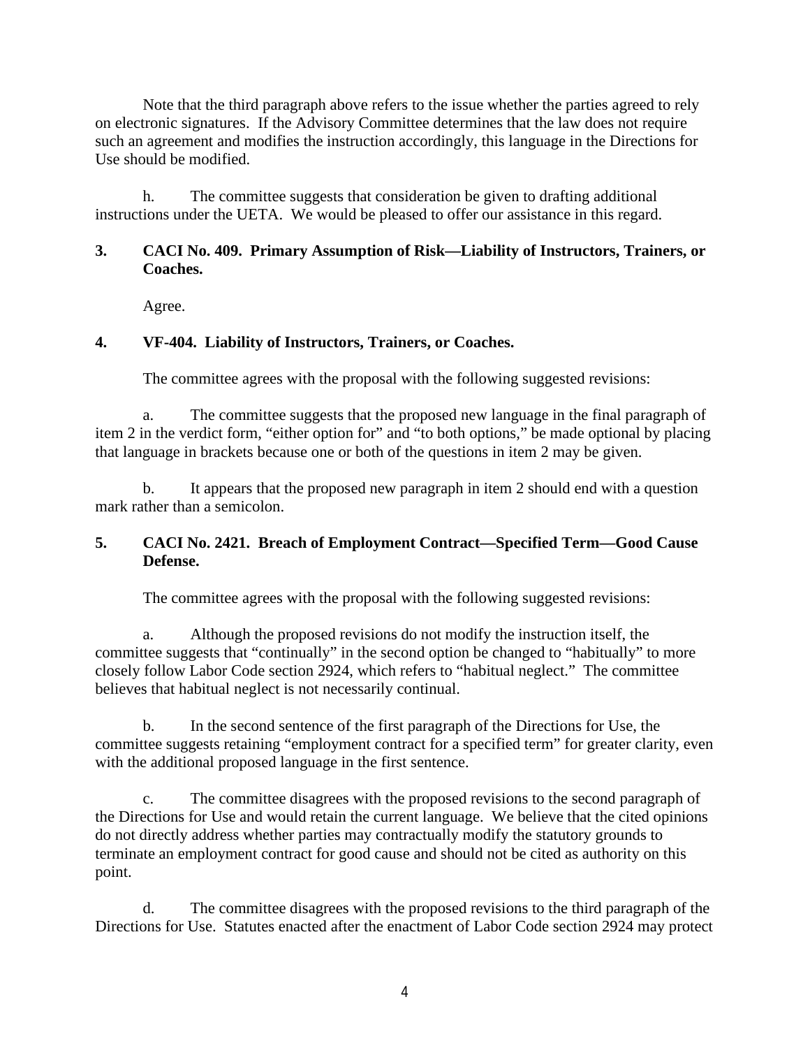Note that the third paragraph above refers to the issue whether the parties agreed to rely on electronic signatures. If the Advisory Committee determines that the law does not require such an agreement and modifies the instruction accordingly, this language in the Directions for Use should be modified.

h. The committee suggests that consideration be given to drafting additional instructions under the UETA. We would be pleased to offer our assistance in this regard.

**3. CACI No. 409. Primary Assumption of Risk—Liability of Instructors, Trainers, or Coaches.**

Agree.

**4. VF-404. Liability of Instructors, Trainers, or Coaches.**

The committee agrees with the proposal with the following suggested revisions:

a. The committee suggests that the proposed new language in the final paragraph of item 2 in the verdict form, "either option for" and "to both options," be made optional by placing that language in brackets because one or both of the questions in item 2 may be given.

b. It appears that the proposed new paragraph in item 2 should end with a question mark rather than a semicolon.

**5. CACI No. 2421. Breach of Employment Contract—Specified Term—Good Cause Defense.**

The committee agrees with the proposal with the following suggested revisions:

a. Although the proposed revisions do not modify the instruction itself, the committee suggests that "continually" in the second option be changed to "habitually" to more closely follow Labor Code section 2924, which refers to "habitual neglect." The committee believes that habitual neglect is not necessarily continual.

b. In the second sentence of the first paragraph of the Directions for Use, the committee suggests retaining "employment contract for a specified term" for greater clarity, even with the additional proposed language in the first sentence.

c. The committee disagrees with the proposed revisions to the second paragraph of the Directions for Use and would retain the current language. We believe that the cited opinions do not directly address whether parties may contractually modify the statutory grounds to terminate an employment contract for good cause and should not be cited as authority on this point.

d. The committee disagrees with the proposed revisions to the third paragraph of the Directions for Use. Statutes enacted after the enactment of Labor Code section 2924 may protect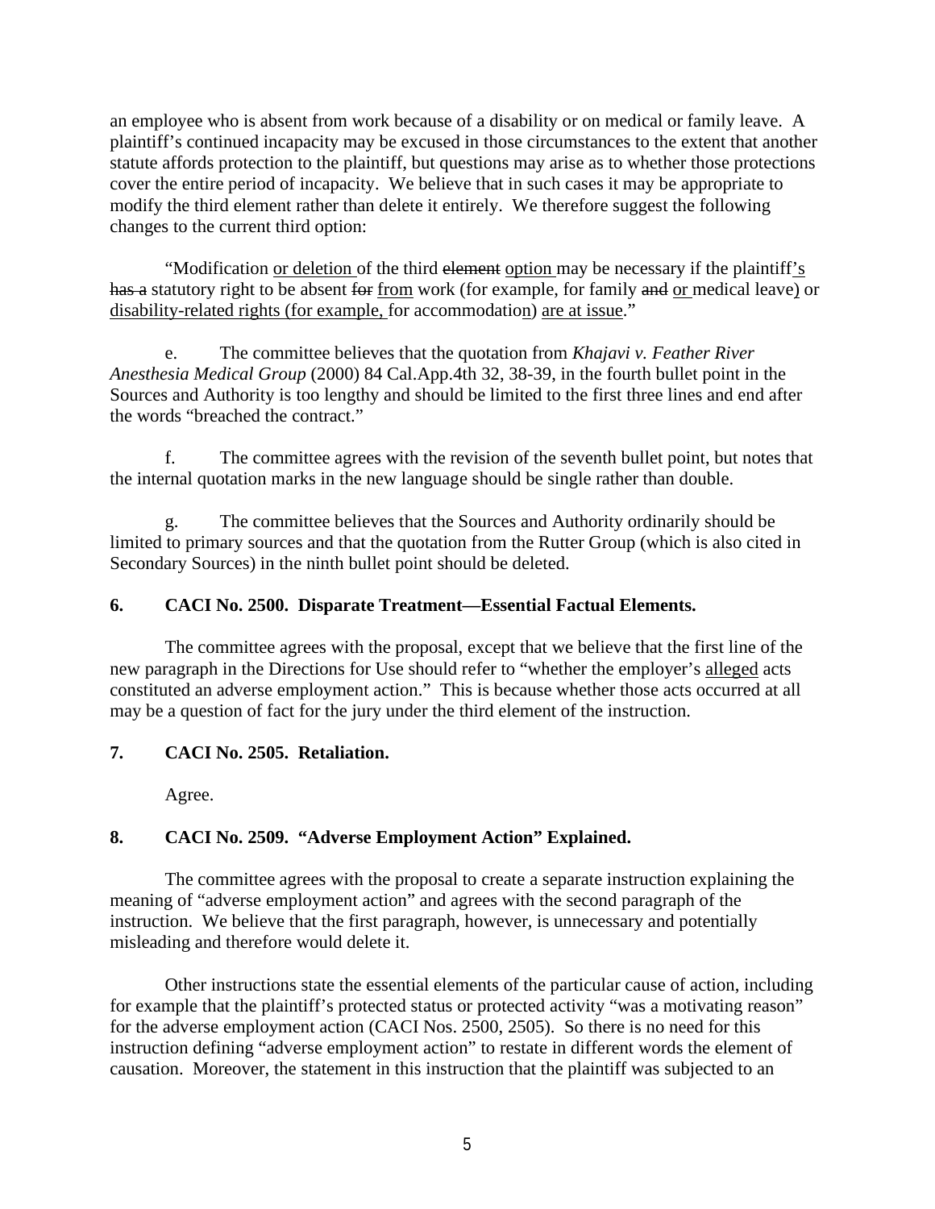an employee who is absent from work because of a disability or on medical or family leave. A plaintiff's continued incapacity may be excused in those circumstances to the extent that another statute affords protection to the plaintiff, but questions may arise as to whether those protections cover the entire period of incapacity. We believe that in such cases it may be appropriate to modify the third element rather than delete it entirely. We therefore suggest the following changes to the current third option:

"Modification <u>or deletion </u>of the third ~~element~~ <u>option </u>may be necessary if the plaintiff<u>'s</u> ~~has a~~ statutory right to be absent ~~for~~ <u>from</u> work (for example, for family ~~and~~ <u>or </u>medical leave<u>)</u> or <u>disability-related rights (for example, </u>for accommodation<u>)</u> <u>are at issue</u>."

e. The committee believes that the quotation from *Khajavi v. Feather River Anesthesia Medical Group* (2000) 84 Cal.App.4th 32, 38-39, in the fourth bullet point in the Sources and Authority is too lengthy and should be limited to the first three lines and end after the words "breached the contract."

f. The committee agrees with the revision of the seventh bullet point, but notes that the internal quotation marks in the new language should be single rather than double.

g. The committee believes that the Sources and Authority ordinarily should be limited to primary sources and that the quotation from the Rutter Group (which is also cited in Secondary Sources) in the ninth bullet point should be deleted.

**6. CACI No. 2500. Disparate Treatment—Essential Factual Elements.**

The committee agrees with the proposal, except that we believe that the first line of the new paragraph in the Directions for Use should refer to "whether the employer's <u>alleged</u> acts constituted an adverse employment action." This is because whether those acts occurred at all may be a question of fact for the jury under the third element of the instruction.

**7. CACI No. 2505. Retaliation.**

Agree.

**8. CACI No. 2509. "Adverse Employment Action" Explained.**

The committee agrees with the proposal to create a separate instruction explaining the meaning of "adverse employment action" and agrees with the second paragraph of the instruction. We believe that the first paragraph, however, is unnecessary and potentially misleading and therefore would delete it.

Other instructions state the essential elements of the particular cause of action, including for example that the plaintiff's protected status or protected activity "was a motivating reason" for the adverse employment action (CACI Nos. 2500, 2505). So there is no need for this instruction defining "adverse employment action" to restate in different words the element of causation. Moreover, the statement in this instruction that the plaintiff was subjected to an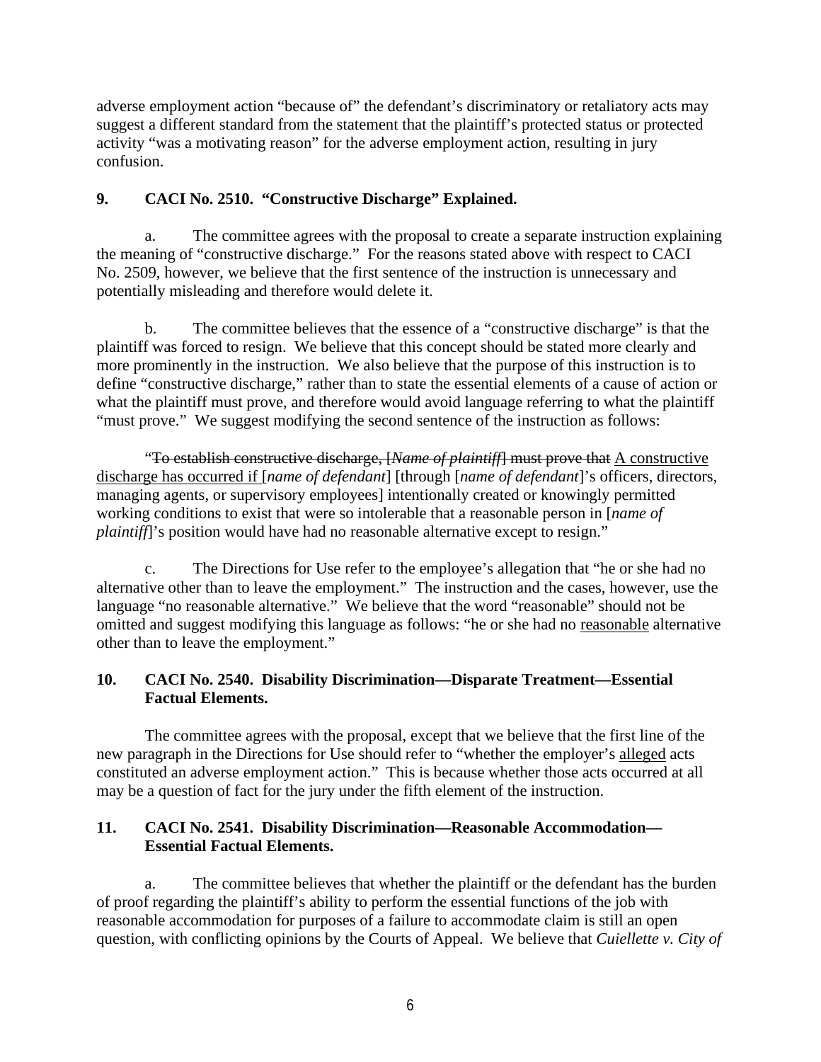adverse employment action "because of" the defendant's discriminatory or retaliatory acts may suggest a different standard from the statement that the plaintiff's protected status or protected activity "was a motivating reason" for the adverse employment action, resulting in jury confusion.

### 9. CACI No. 2510. "Constructive Discharge" Explained.

a. The committee agrees with the proposal to create a separate instruction explaining the meaning of "constructive discharge." For the reasons stated above with respect to CACI No. 2509, however, we believe that the first sentence of the instruction is unnecessary and potentially misleading and therefore would delete it.

b. The committee believes that the essence of a "constructive discharge" is that the plaintiff was forced to resign. We believe that this concept should be stated more clearly and more prominently in the instruction. We also believe that the purpose of this instruction is to define "constructive discharge," rather than to state the essential elements of a cause of action or what the plaintiff must prove, and therefore would avoid language referring to what the plaintiff "must prove." We suggest modifying the second sentence of the instruction as follows:

"~~To establish constructive discharge, [*Name of plaintiff*] must prove that~~ <u>A constructive discharge has occurred if</u> [*name of defendant*] [through [*name of defendant*]'s officers, directors, managing agents, or supervisory employees] intentionally created or knowingly permitted working conditions to exist that were so intolerable that a reasonable person in [*name of plaintiff*]'s position would have had no reasonable alternative except to resign."

c. The Directions for Use refer to the employee's allegation that "he or she had no alternative other than to leave the employment." The instruction and the cases, however, use the language "no reasonable alternative." We believe that the word "reasonable" should not be omitted and suggest modifying this language as follows: "he or she had no <u>reasonable</u> alternative other than to leave the employment."

### 10. CACI No. 2540. Disability Discrimination—Disparate Treatment—Essential Factual Elements.

The committee agrees with the proposal, except that we believe that the first line of the new paragraph in the Directions for Use should refer to "whether the employer's <u>alleged</u> acts constituted an adverse employment action." This is because whether those acts occurred at all may be a question of fact for the jury under the fifth element of the instruction.

### 11. CACI No. 2541. Disability Discrimination—Reasonable Accommodation—Essential Factual Elements.

a. The committee believes that whether the plaintiff or the defendant has the burden of proof regarding the plaintiff's ability to perform the essential functions of the job with reasonable accommodation for purposes of a failure to accommodate claim is still an open question, with conflicting opinions by the Courts of Appeal. We believe that *Cuiellette v. City of*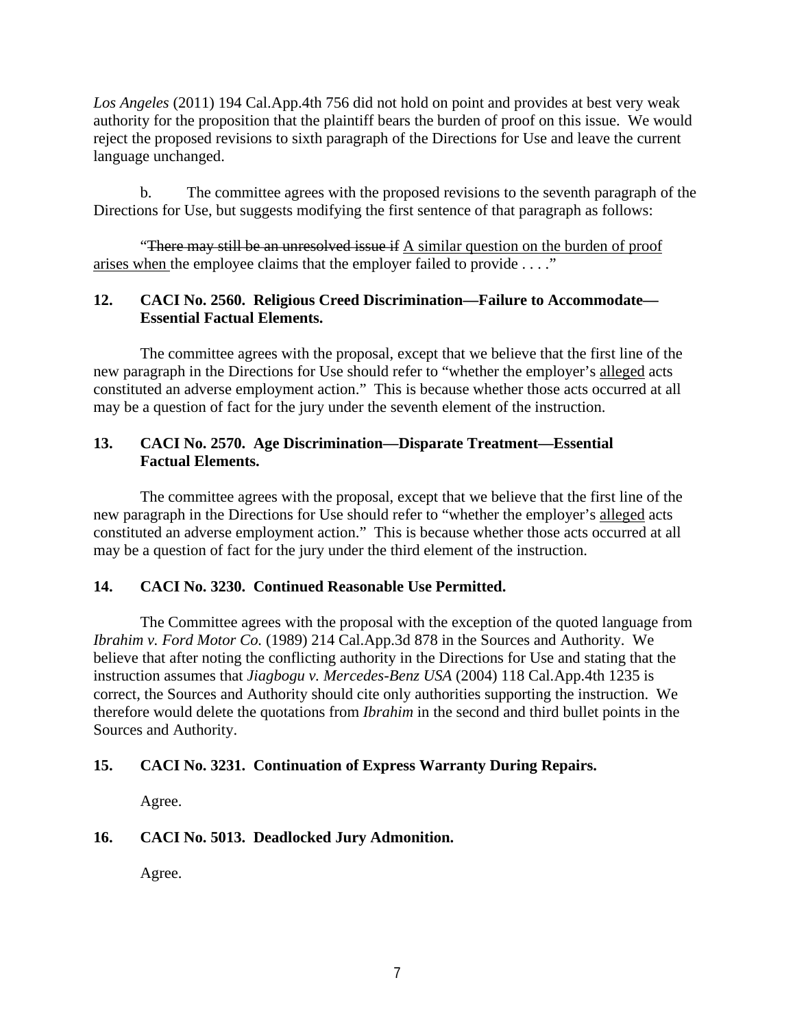*Los Angeles* (2011) 194 Cal.App.4th 756 did not hold on point and provides at best very weak authority for the proposition that the plaintiff bears the burden of proof on this issue. We would reject the proposed revisions to sixth paragraph of the Directions for Use and leave the current language unchanged.

b. The committee agrees with the proposed revisions to the seventh paragraph of the Directions for Use, but suggests modifying the first sentence of that paragraph as follows:

"~~There may still be an unresolved issue if~~ <u>A similar question on the burden of proof arises when</u> the employee claims that the employer failed to provide . . . ."

**12. CACI No. 2560. Religious Creed Discrimination—Failure to Accommodate—Essential Factual Elements.**

The committee agrees with the proposal, except that we believe that the first line of the new paragraph in the Directions for Use should refer to "whether the employer's <u>alleged</u> acts constituted an adverse employment action." This is because whether those acts occurred at all may be a question of fact for the jury under the seventh element of the instruction.

**13. CACI No. 2570. Age Discrimination—Disparate Treatment—Essential Factual Elements.**

The committee agrees with the proposal, except that we believe that the first line of the new paragraph in the Directions for Use should refer to "whether the employer's <u>alleged</u> acts constituted an adverse employment action." This is because whether those acts occurred at all may be a question of fact for the jury under the third element of the instruction.

**14. CACI No. 3230. Continued Reasonable Use Permitted.**

The Committee agrees with the proposal with the exception of the quoted language from *Ibrahim v. Ford Motor Co.* (1989) 214 Cal.App.3d 878 in the Sources and Authority. We believe that after noting the conflicting authority in the Directions for Use and stating that the instruction assumes that *Jiagbogu v. Mercedes-Benz USA* (2004) 118 Cal.App.4th 1235 is correct, the Sources and Authority should cite only authorities supporting the instruction. We therefore would delete the quotations from *Ibrahim* in the second and third bullet points in the Sources and Authority.

**15. CACI No. 3231. Continuation of Express Warranty During Repairs.**

Agree.

**16. CACI No. 5013. Deadlocked Jury Admonition.**

Agree.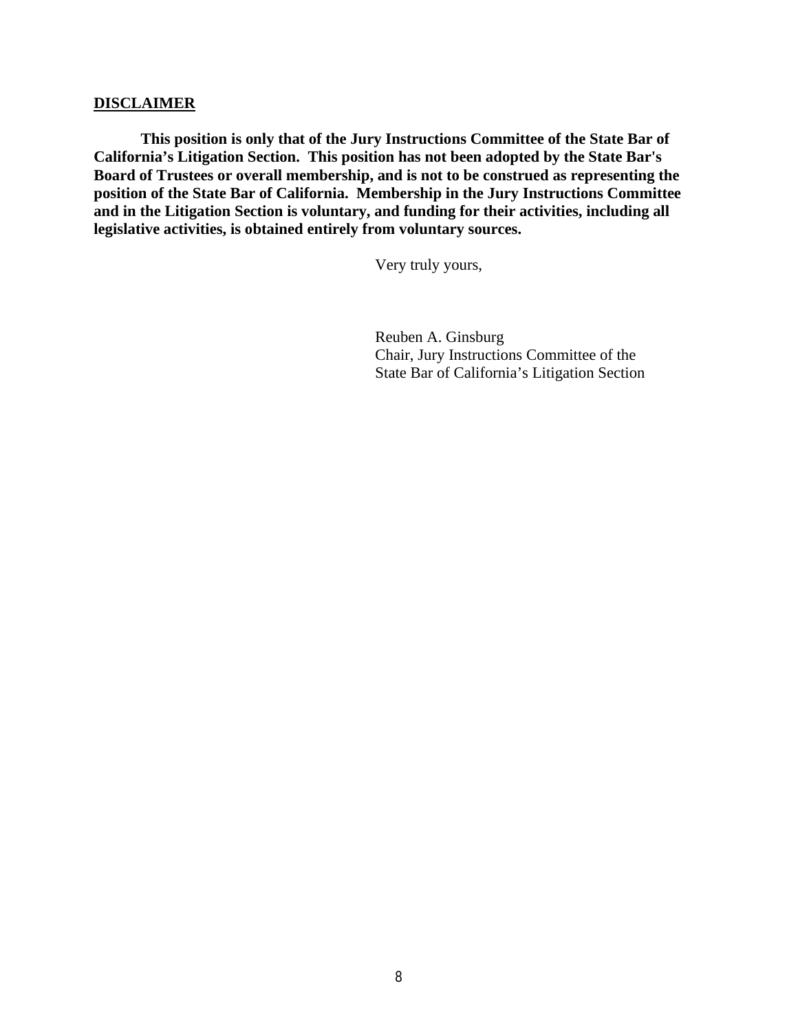**<u>DISCLAIMER</u>**

**This position is only that of the Jury Instructions Committee of the State Bar of California's Litigation Section. This position has not been adopted by the State Bar's Board of Trustees or overall membership, and is not to be construed as representing the position of the State Bar of California. Membership in the Jury Instructions Committee and in the Litigation Section is voluntary, and funding for their activities, including all legislative activities, is obtained entirely from voluntary sources.**

Very truly yours,

Reuben A. Ginsburg
Chair, Jury Instructions Committee of the
State Bar of California's Litigation Section